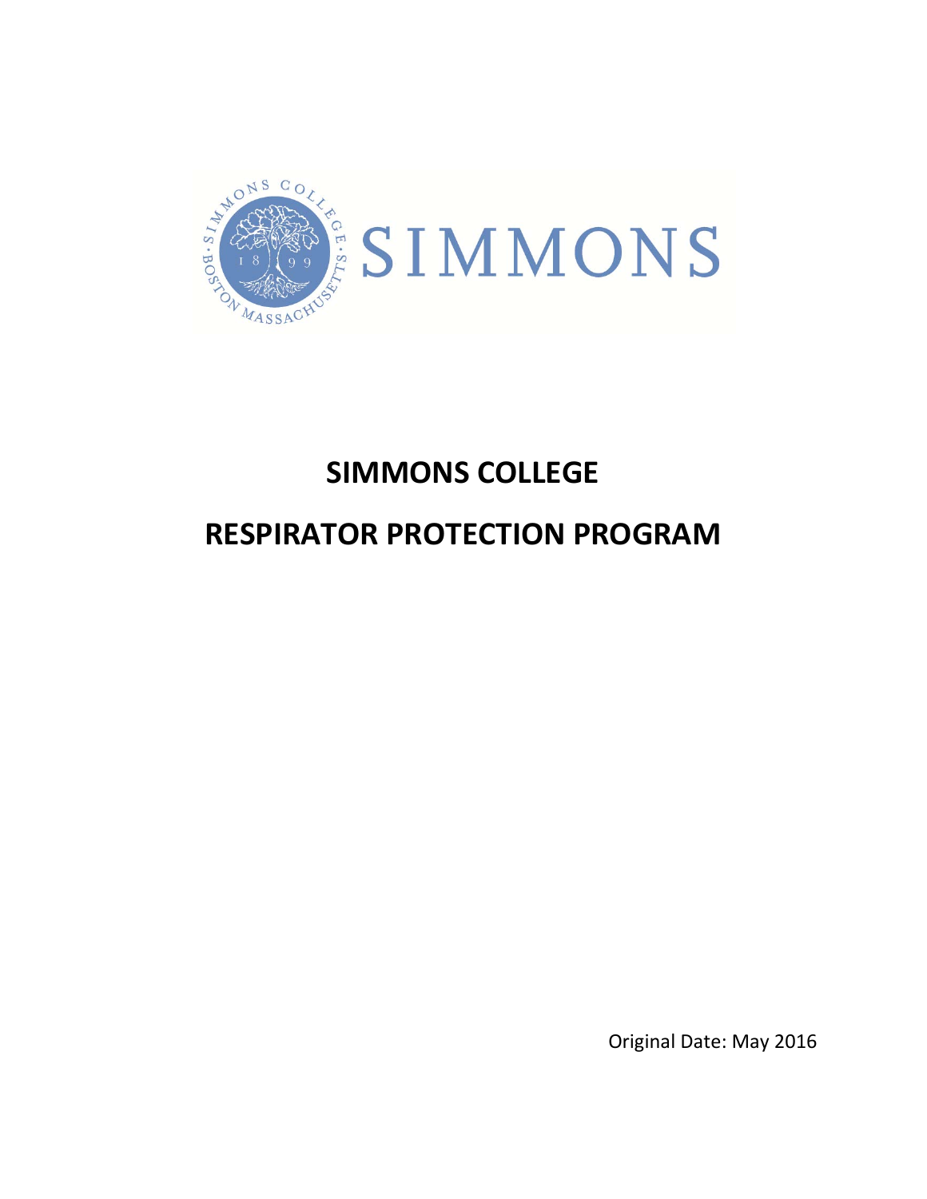# SIMMONS COLLEGE

# RESPIRATOR PROTECTION PROGRAM

Original Date: May 2016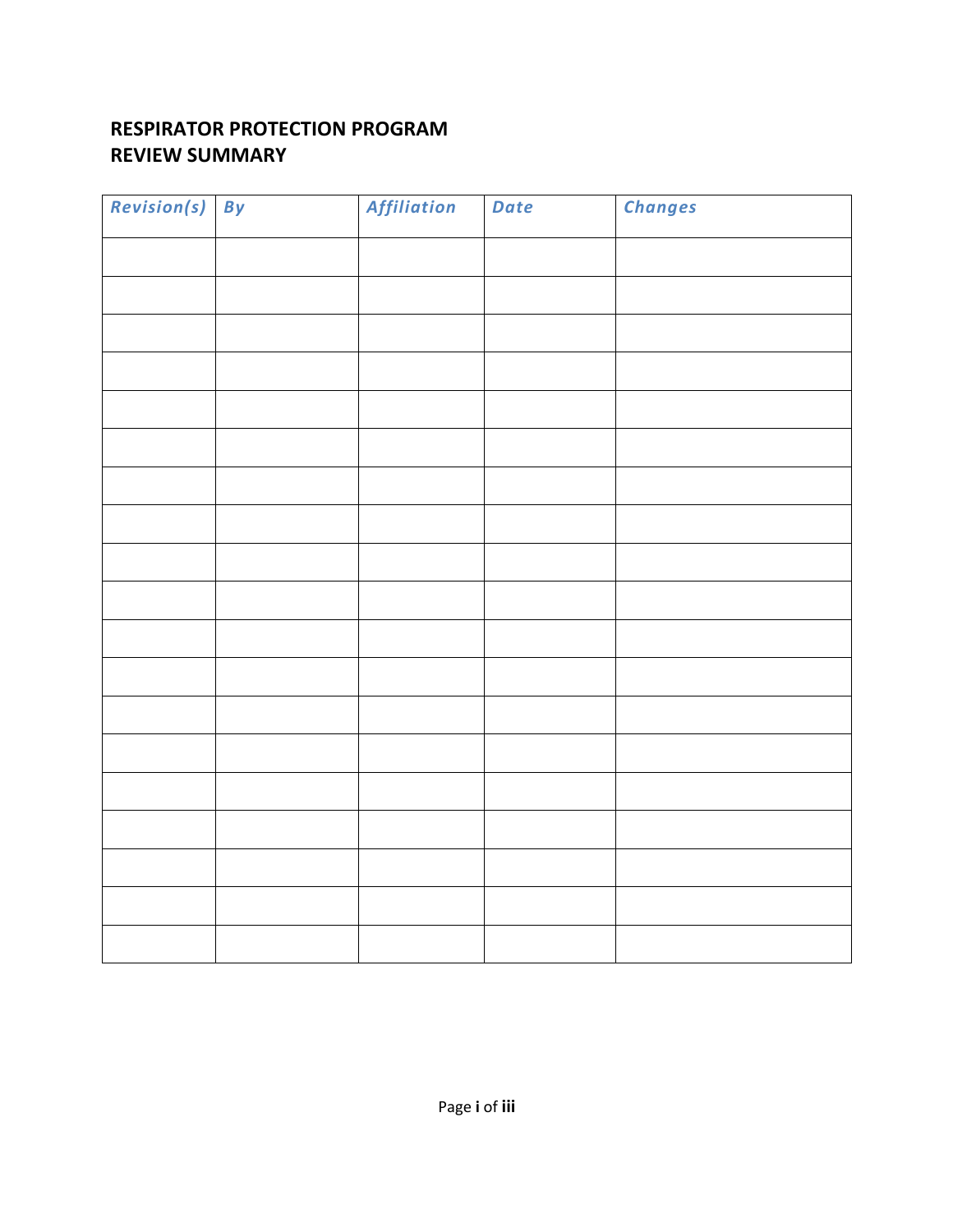# RESPIRATOR PROTECTION PROGRAM
# REVIEW SUMMARY

| *Revision(s)* | *By* | *Affiliation* | *Date* | *Changes* |
|---|---|---|---|---|
| | | | | |
| | | | | |
| | | | | |
| | | | | |
| | | | | |
| | | | | |
| | | | | |
| | | | | |
| | | | | |
| | | | | |
| | | | | |
| | | | | |
| | | | | |
| | | | | |
| | | | | |
| | | | | |
| | | | | |
| | | | | |
| | | | | |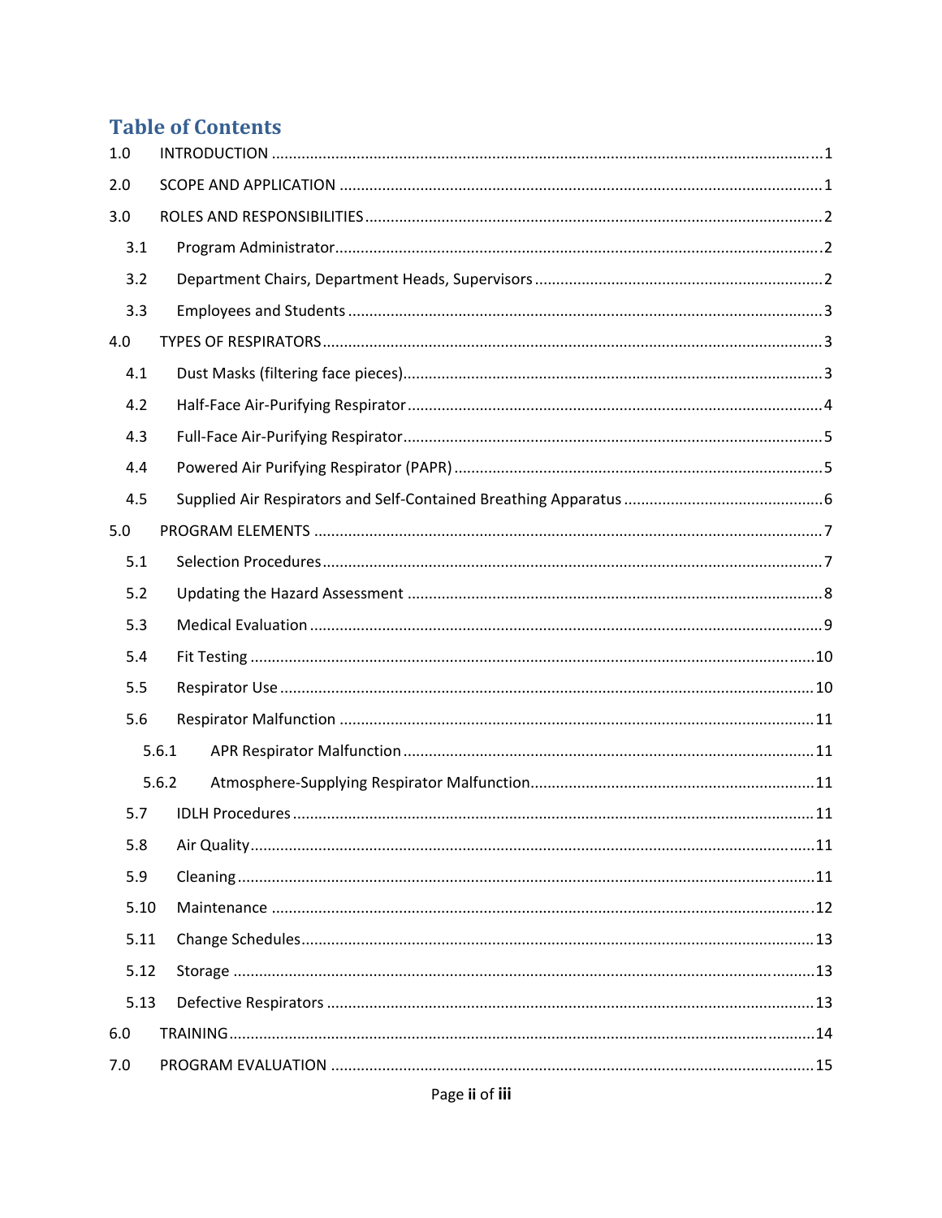# Table of Contents

1.0 INTRODUCTION ... 1

2.0 SCOPE AND APPLICATION ... 1

3.0 ROLES AND RESPONSIBILITIES ... 2

- 3.1 Program Administrator ... 2
- 3.2 Department Chairs, Department Heads, Supervisors ... 2
- 3.3 Employees and Students ... 3

4.0 TYPES OF RESPIRATORS ... 3

- 4.1 Dust Masks (filtering face pieces) ... 3
- 4.2 Half-Face Air-Purifying Respirator ... 4
- 4.3 Full-Face Air-Purifying Respirator ... 5
- 4.4 Powered Air Purifying Respirator (PAPR) ... 5
- 4.5 Supplied Air Respirators and Self-Contained Breathing Apparatus ... 6

5.0 PROGRAM ELEMENTS ... 7

- 5.1 Selection Procedures ... 7
- 5.2 Updating the Hazard Assessment ... 8
- 5.3 Medical Evaluation ... 9
- 5.4 Fit Testing ... 10
- 5.5 Respirator Use ... 10
- 5.6 Respirator Malfunction ... 11
  - 5.6.1 APR Respirator Malfunction ... 11
  - 5.6.2 Atmosphere-Supplying Respirator Malfunction ... 11
- 5.7 IDLH Procedures ... 11
- 5.8 Air Quality ... 11
- 5.9 Cleaning ... 11
- 5.10 Maintenance ... 12
- 5.11 Change Schedules ... 13
- 5.12 Storage ... 13
- 5.13 Defective Respirators ... 13

6.0 TRAINING ... 14

7.0 PROGRAM EVALUATION ... 15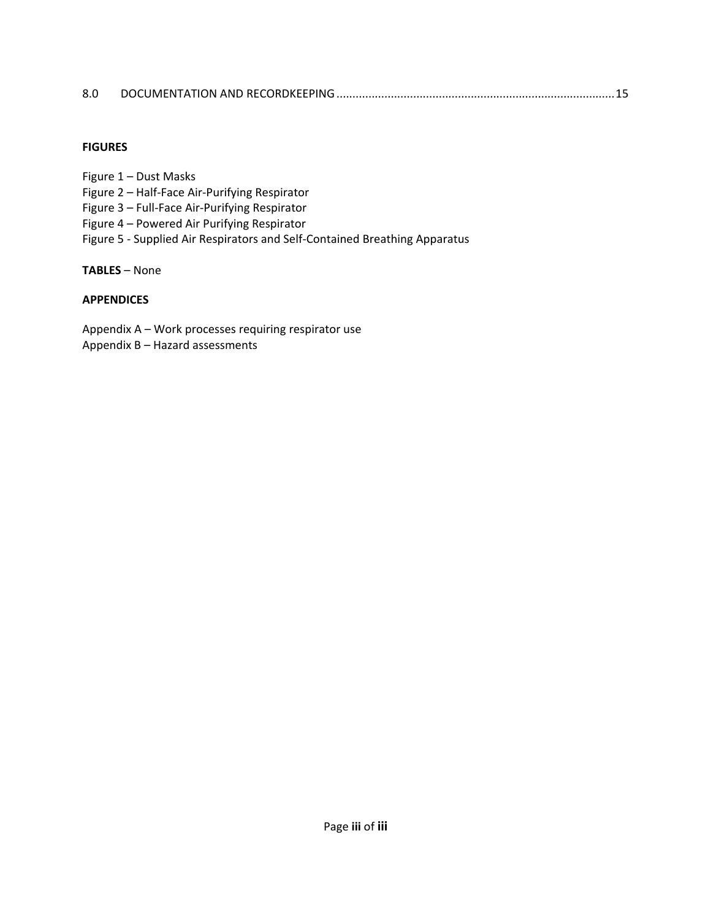8.0 DOCUMENTATION AND RECORDKEEPING ........................................................................................ 15

**FIGURES**

Figure 1 – Dust Masks
Figure 2 – Half-Face Air-Purifying Respirator
Figure 3 – Full-Face Air-Purifying Respirator
Figure 4 – Powered Air Purifying Respirator
Figure 5 - Supplied Air Respirators and Self-Contained Breathing Apparatus

**TABLES** – None

**APPENDICES**

Appendix A – Work processes requiring respirator use
Appendix B – Hazard assessments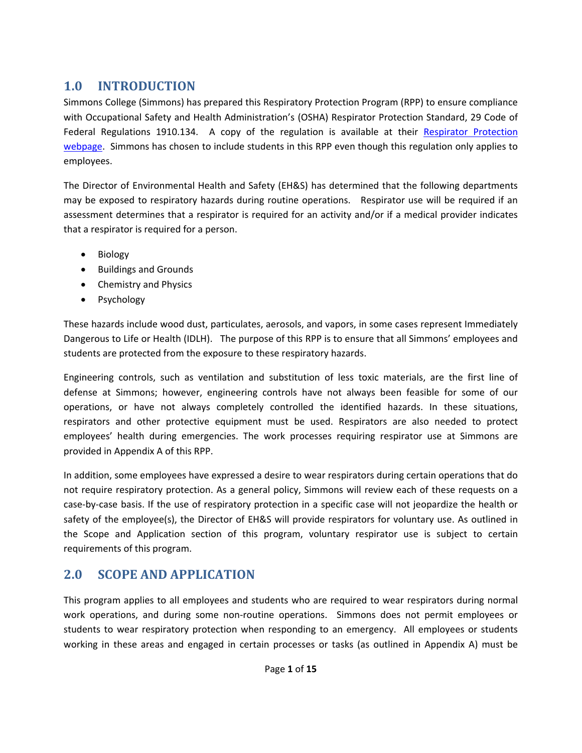## 1.0 INTRODUCTION

Simmons College (Simmons) has prepared this Respiratory Protection Program (RPP) to ensure compliance with Occupational Safety and Health Administration's (OSHA) Respirator Protection Standard, 29 Code of Federal Regulations 1910.134. A copy of the regulation is available at their Respirator Protection webpage. Simmons has chosen to include students in this RPP even though this regulation only applies to employees.

The Director of Environmental Health and Safety (EH&S) has determined that the following departments may be exposed to respiratory hazards during routine operations. Respirator use will be required if an assessment determines that a respirator is required for an activity and/or if a medical provider indicates that a respirator is required for a person.

- Biology
- Buildings and Grounds
- Chemistry and Physics
- Psychology

These hazards include wood dust, particulates, aerosols, and vapors, in some cases represent Immediately Dangerous to Life or Health (IDLH). The purpose of this RPP is to ensure that all Simmons' employees and students are protected from the exposure to these respiratory hazards.

Engineering controls, such as ventilation and substitution of less toxic materials, are the first line of defense at Simmons; however, engineering controls have not always been feasible for some of our operations, or have not always completely controlled the identified hazards. In these situations, respirators and other protective equipment must be used. Respirators are also needed to protect employees' health during emergencies. The work processes requiring respirator use at Simmons are provided in Appendix A of this RPP.

In addition, some employees have expressed a desire to wear respirators during certain operations that do not require respiratory protection. As a general policy, Simmons will review each of these requests on a case-by-case basis. If the use of respiratory protection in a specific case will not jeopardize the health or safety of the employee(s), the Director of EH&S will provide respirators for voluntary use. As outlined in the Scope and Application section of this program, voluntary respirator use is subject to certain requirements of this program.

## 2.0 SCOPE AND APPLICATION

This program applies to all employees and students who are required to wear respirators during normal work operations, and during some non-routine operations. Simmons does not permit employees or students to wear respiratory protection when responding to an emergency. All employees or students working in these areas and engaged in certain processes or tasks (as outlined in Appendix A) must be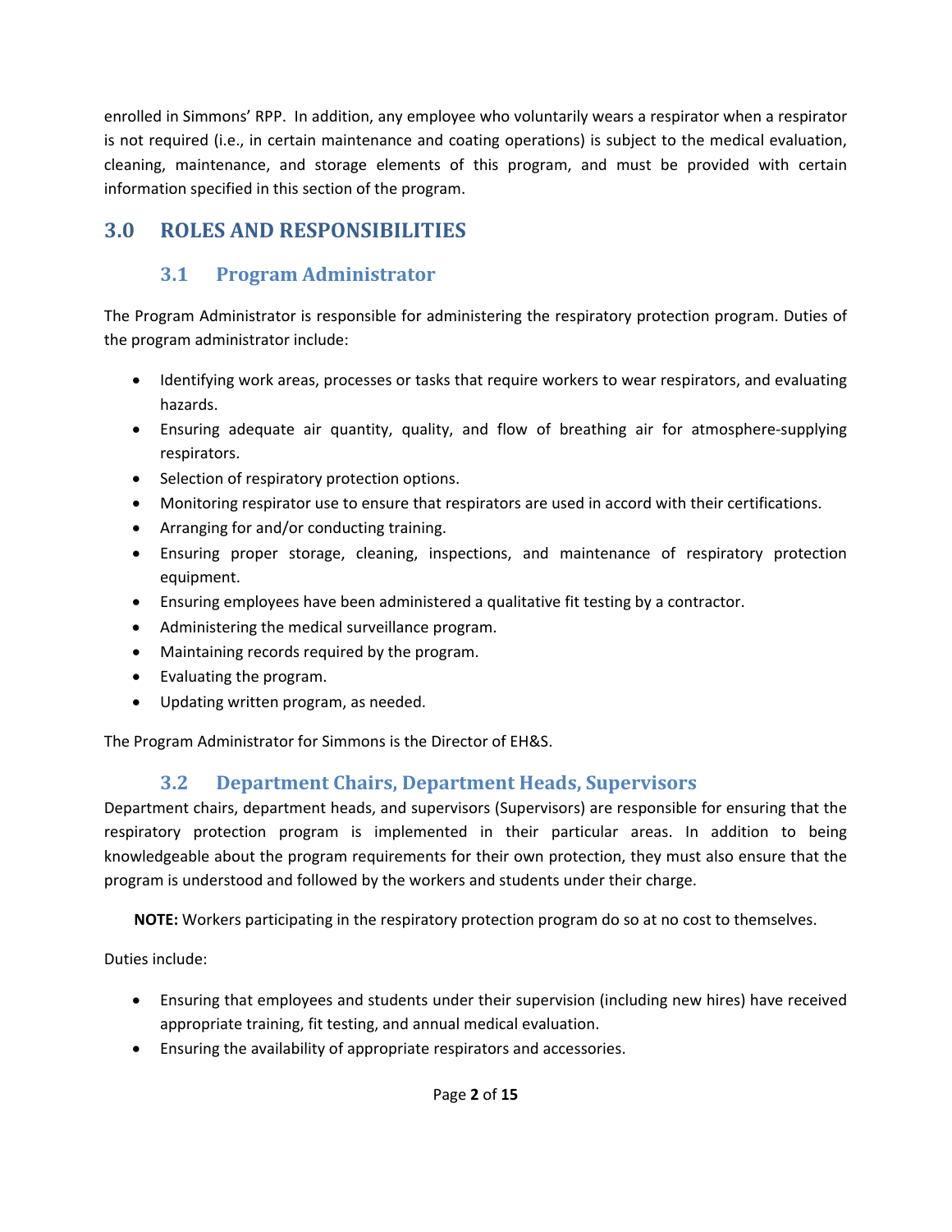enrolled in Simmons' RPP. In addition, any employee who voluntarily wears a respirator when a respirator is not required (i.e., in certain maintenance and coating operations) is subject to the medical evaluation, cleaning, maintenance, and storage elements of this program, and must be provided with certain information specified in this section of the program.

## 3.0 ROLES AND RESPONSIBILITIES

### 3.1 Program Administrator

The Program Administrator is responsible for administering the respiratory protection program. Duties of the program administrator include:

- Identifying work areas, processes or tasks that require workers to wear respirators, and evaluating hazards.
- Ensuring adequate air quantity, quality, and flow of breathing air for atmosphere-supplying respirators.
- Selection of respiratory protection options.
- Monitoring respirator use to ensure that respirators are used in accord with their certifications.
- Arranging for and/or conducting training.
- Ensuring proper storage, cleaning, inspections, and maintenance of respiratory protection equipment.
- Ensuring employees have been administered a qualitative fit testing by a contractor.
- Administering the medical surveillance program.
- Maintaining records required by the program.
- Evaluating the program.
- Updating written program, as needed.

The Program Administrator for Simmons is the Director of EH&S.

### 3.2 Department Chairs, Department Heads, Supervisors

Department chairs, department heads, and supervisors (Supervisors) are responsible for ensuring that the respiratory protection program is implemented in their particular areas. In addition to being knowledgeable about the program requirements for their own protection, they must also ensure that the program is understood and followed by the workers and students under their charge.

**NOTE:** Workers participating in the respiratory protection program do so at no cost to themselves.

Duties include:

- Ensuring that employees and students under their supervision (including new hires) have received appropriate training, fit testing, and annual medical evaluation.
- Ensuring the availability of appropriate respirators and accessories.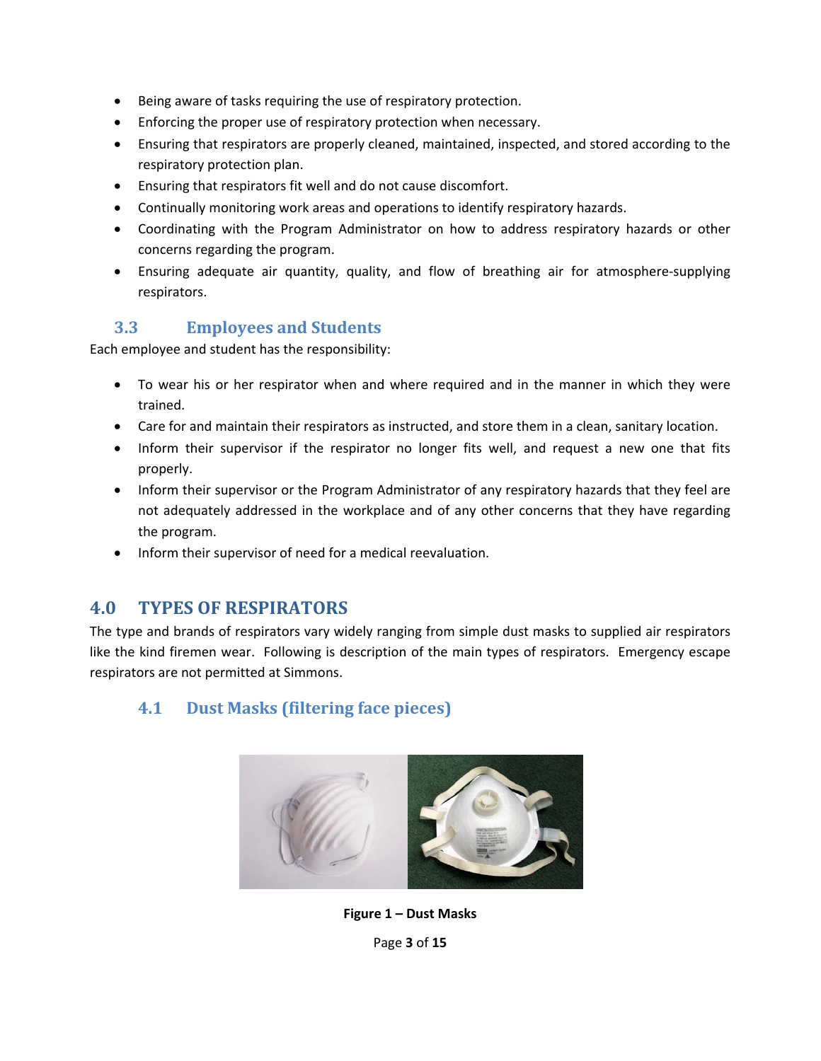- Being aware of tasks requiring the use of respiratory protection.
- Enforcing the proper use of respiratory protection when necessary.
- Ensuring that respirators are properly cleaned, maintained, inspected, and stored according to the respiratory protection plan.
- Ensuring that respirators fit well and do not cause discomfort.
- Continually monitoring work areas and operations to identify respiratory hazards.
- Coordinating with the Program Administrator on how to address respiratory hazards or other concerns regarding the program.
- Ensuring adequate air quantity, quality, and flow of breathing air for atmosphere-supplying respirators.

### 3.3 Employees and Students

Each employee and student has the responsibility:

- To wear his or her respirator when and where required and in the manner in which they were trained.
- Care for and maintain their respirators as instructed, and store them in a clean, sanitary location.
- Inform their supervisor if the respirator no longer fits well, and request a new one that fits properly.
- Inform their supervisor or the Program Administrator of any respiratory hazards that they feel are not adequately addressed in the workplace and of any other concerns that they have regarding the program.
- Inform their supervisor of need for a medical reevaluation.

## 4.0 TYPES OF RESPIRATORS

The type and brands of respirators vary widely ranging from simple dust masks to supplied air respirators like the kind firemen wear. Following is description of the main types of respirators. Emergency escape respirators are not permitted at Simmons.

### 4.1 Dust Masks (filtering face pieces)

**Figure 1 – Dust Masks**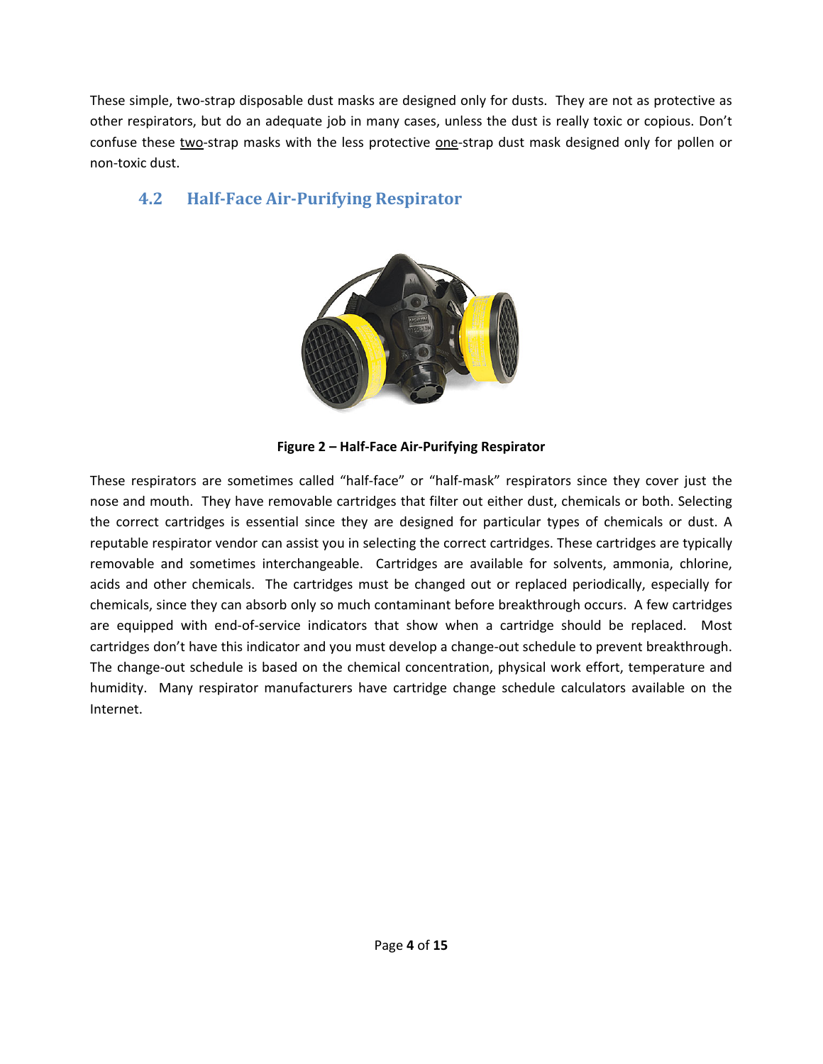These simple, two-strap disposable dust masks are designed only for dusts. They are not as protective as other respirators, but do an adequate job in many cases, unless the dust is really toxic or copious. Don't confuse these <u>two</u>-strap masks with the less protective <u>one</u>-strap dust mask designed only for pollen or non-toxic dust.

## 4.2 Half-Face Air-Purifying Respirator

**Figure 2 – Half-Face Air-Purifying Respirator**

These respirators are sometimes called "half-face" or "half-mask" respirators since they cover just the nose and mouth. They have removable cartridges that filter out either dust, chemicals or both. Selecting the correct cartridges is essential since they are designed for particular types of chemicals or dust. A reputable respirator vendor can assist you in selecting the correct cartridges. These cartridges are typically removable and sometimes interchangeable. Cartridges are available for solvents, ammonia, chlorine, acids and other chemicals. The cartridges must be changed out or replaced periodically, especially for chemicals, since they can absorb only so much contaminant before breakthrough occurs. A few cartridges are equipped with end-of-service indicators that show when a cartridge should be replaced. Most cartridges don't have this indicator and you must develop a change-out schedule to prevent breakthrough. The change-out schedule is based on the chemical concentration, physical work effort, temperature and humidity. Many respirator manufacturers have cartridge change schedule calculators available on the Internet.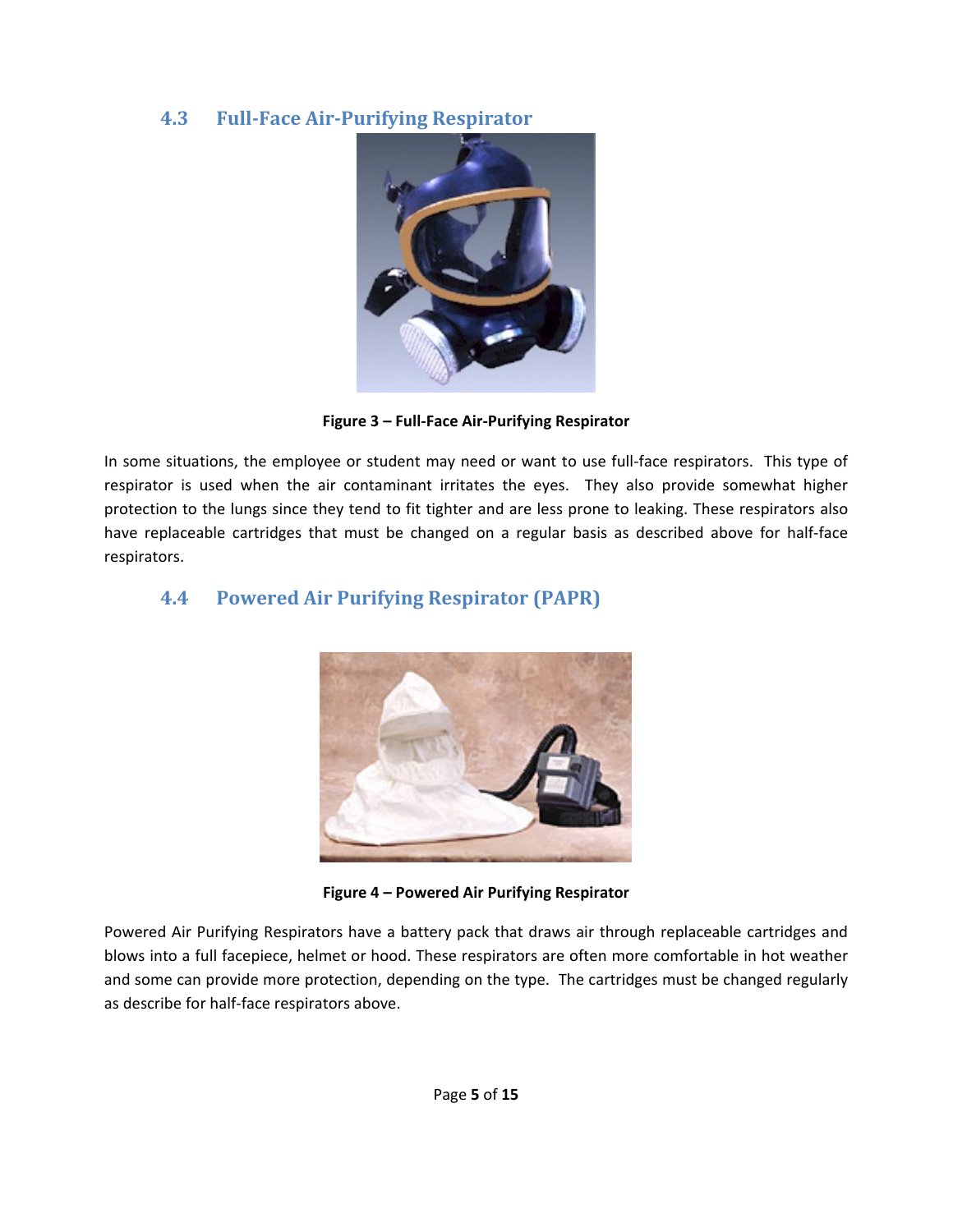## 4.3 Full-Face Air-Purifying Respirator

**Figure 3 – Full-Face Air-Purifying Respirator**

In some situations, the employee or student may need or want to use full-face respirators. This type of respirator is used when the air contaminant irritates the eyes. They also provide somewhat higher protection to the lungs since they tend to fit tighter and are less prone to leaking. These respirators also have replaceable cartridges that must be changed on a regular basis as described above for half-face respirators.

## 4.4 Powered Air Purifying Respirator (PAPR)

**Figure 4 – Powered Air Purifying Respirator**

Powered Air Purifying Respirators have a battery pack that draws air through replaceable cartridges and blows into a full facepiece, helmet or hood. These respirators are often more comfortable in hot weather and some can provide more protection, depending on the type. The cartridges must be changed regularly as describe for half-face respirators above.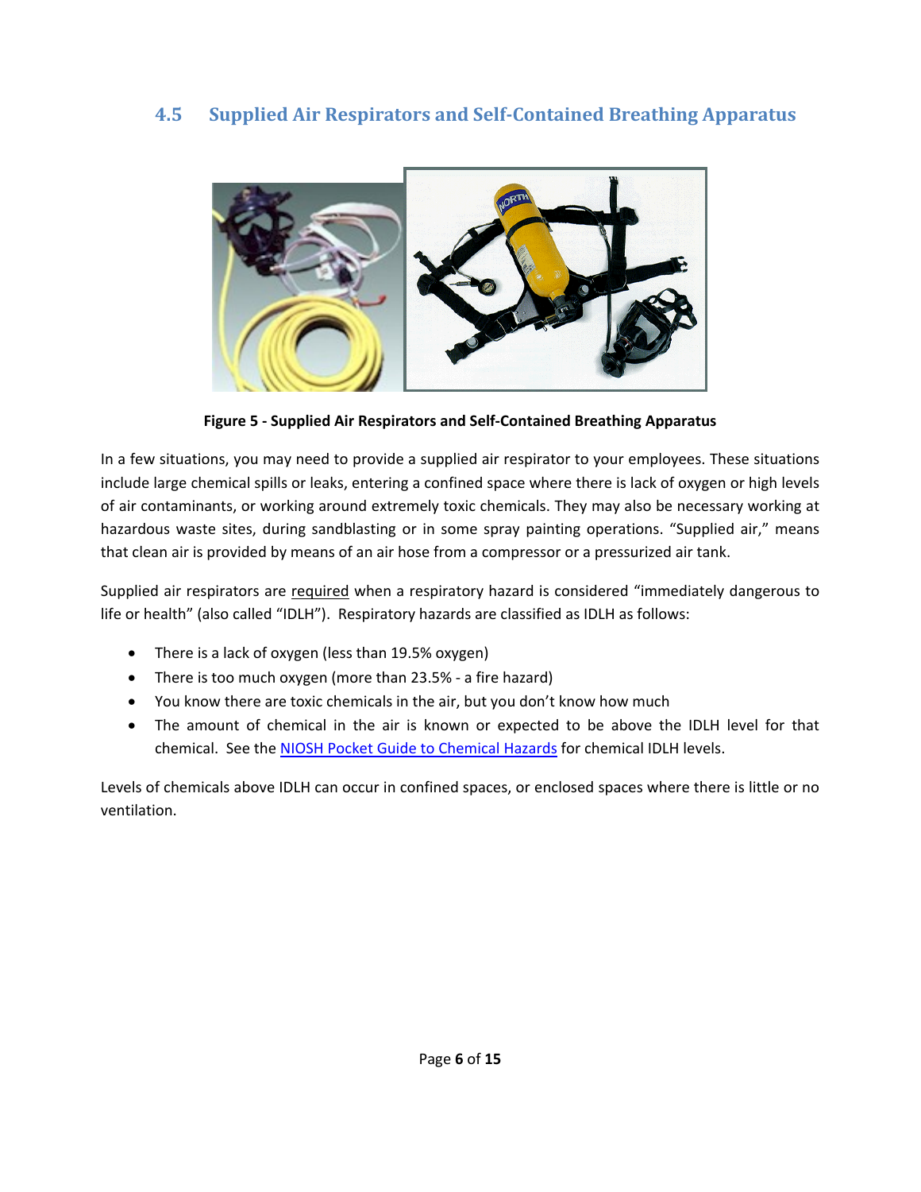## 4.5 Supplied Air Respirators and Self-Contained Breathing Apparatus

**Figure 5 - Supplied Air Respirators and Self-Contained Breathing Apparatus**

In a few situations, you may need to provide a supplied air respirator to your employees. These situations include large chemical spills or leaks, entering a confined space where there is lack of oxygen or high levels of air contaminants, or working around extremely toxic chemicals. They may also be necessary working at hazardous waste sites, during sandblasting or in some spray painting operations. "Supplied air," means that clean air is provided by means of an air hose from a compressor or a pressurized air tank.

Supplied air respirators are required when a respiratory hazard is considered "immediately dangerous to life or health" (also called "IDLH"). Respiratory hazards are classified as IDLH as follows:

- There is a lack of oxygen (less than 19.5% oxygen)
- There is too much oxygen (more than 23.5% - a fire hazard)
- You know there are toxic chemicals in the air, but you don't know how much
- The amount of chemical in the air is known or expected to be above the IDLH level for that chemical. See the NIOSH Pocket Guide to Chemical Hazards for chemical IDLH levels.

Levels of chemicals above IDLH can occur in confined spaces, or enclosed spaces where there is little or no ventilation.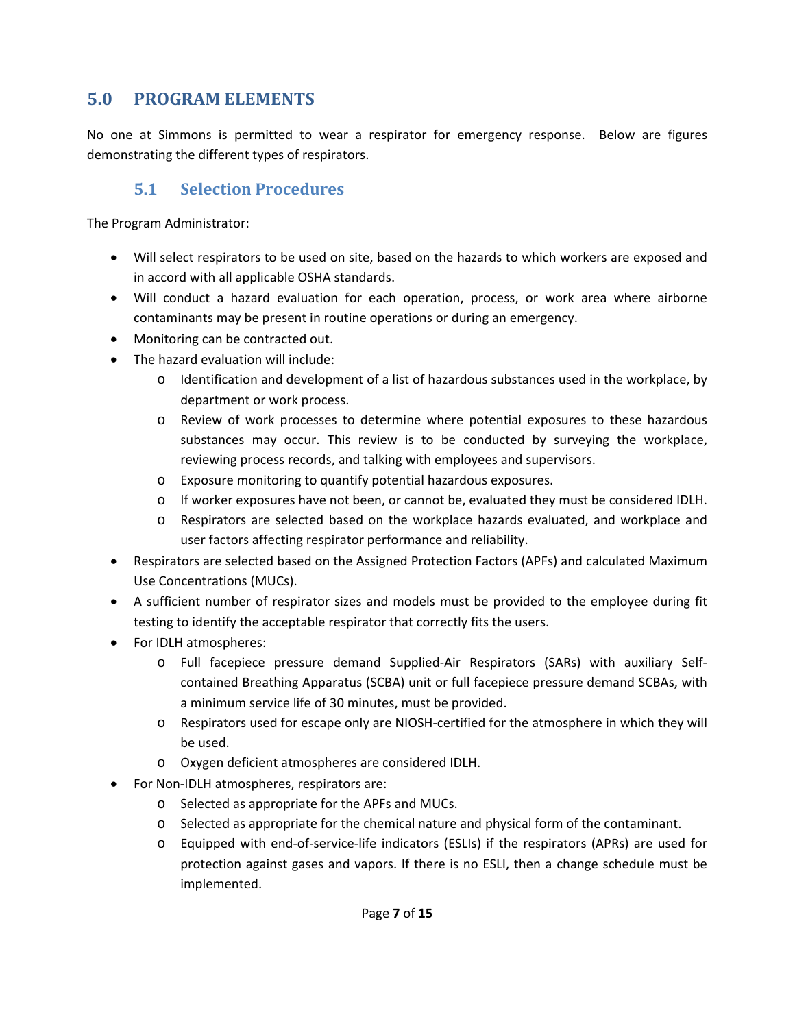## 5.0 PROGRAM ELEMENTS

No one at Simmons is permitted to wear a respirator for emergency response. Below are figures demonstrating the different types of respirators.

### 5.1 Selection Procedures

The Program Administrator:

- Will select respirators to be used on site, based on the hazards to which workers are exposed and in accord with all applicable OSHA standards.
- Will conduct a hazard evaluation for each operation, process, or work area where airborne contaminants may be present in routine operations or during an emergency.
- Monitoring can be contracted out.
- The hazard evaluation will include:
  - Identification and development of a list of hazardous substances used in the workplace, by department or work process.
  - Review of work processes to determine where potential exposures to these hazardous substances may occur. This review is to be conducted by surveying the workplace, reviewing process records, and talking with employees and supervisors.
  - Exposure monitoring to quantify potential hazardous exposures.
  - If worker exposures have not been, or cannot be, evaluated they must be considered IDLH.
  - Respirators are selected based on the workplace hazards evaluated, and workplace and user factors affecting respirator performance and reliability.
- Respirators are selected based on the Assigned Protection Factors (APFs) and calculated Maximum Use Concentrations (MUCs).
- A sufficient number of respirator sizes and models must be provided to the employee during fit testing to identify the acceptable respirator that correctly fits the users.
- For IDLH atmospheres:
  - Full facepiece pressure demand Supplied-Air Respirators (SARs) with auxiliary Self-contained Breathing Apparatus (SCBA) unit or full facepiece pressure demand SCBAs, with a minimum service life of 30 minutes, must be provided.
  - Respirators used for escape only are NIOSH-certified for the atmosphere in which they will be used.
  - Oxygen deficient atmospheres are considered IDLH.
- For Non-IDLH atmospheres, respirators are:
  - Selected as appropriate for the APFs and MUCs.
  - Selected as appropriate for the chemical nature and physical form of the contaminant.
  - Equipped with end-of-service-life indicators (ESLIs) if the respirators (APRs) are used for protection against gases and vapors. If there is no ESLI, then a change schedule must be implemented.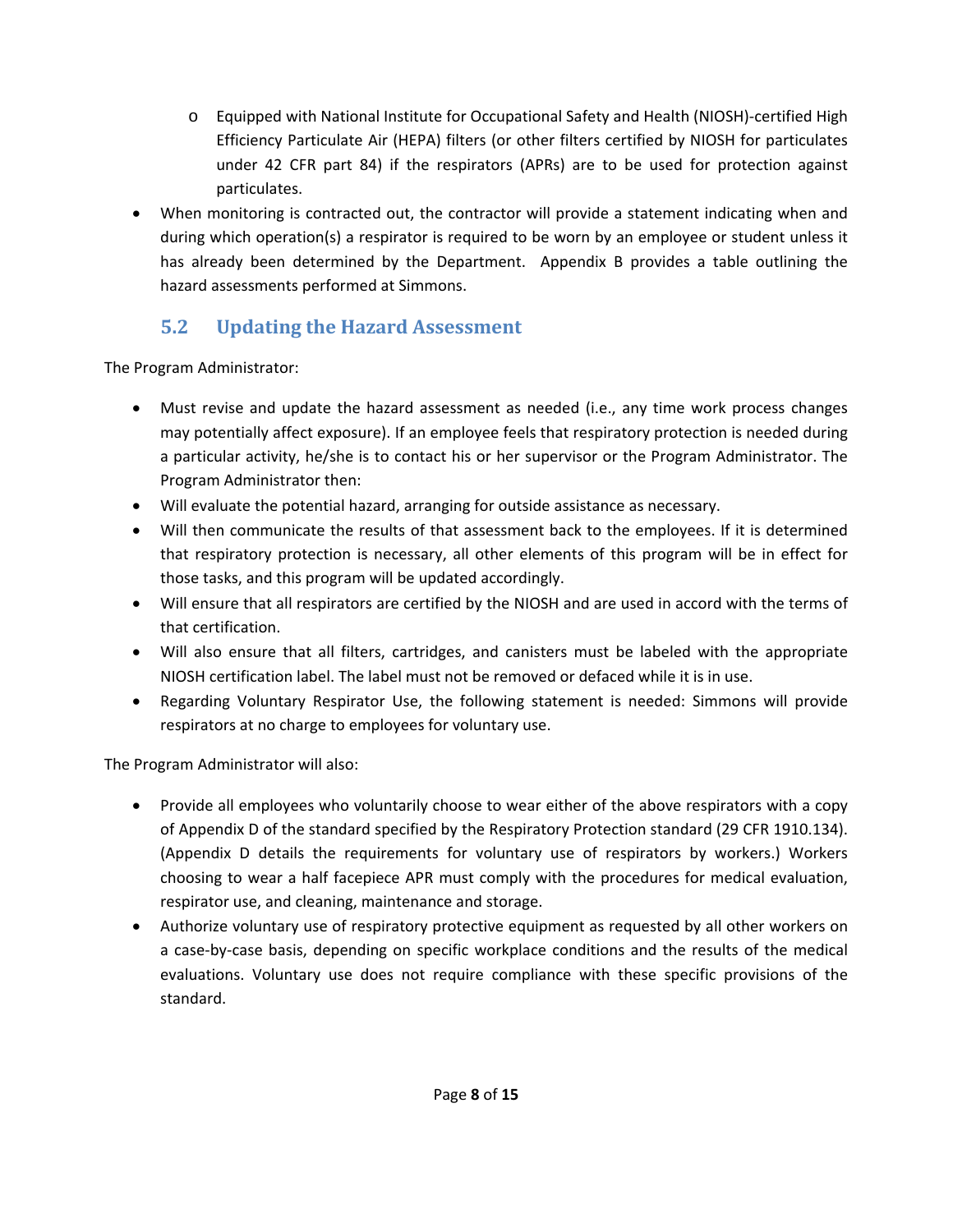- Equipped with National Institute for Occupational Safety and Health (NIOSH)-certified High Efficiency Particulate Air (HEPA) filters (or other filters certified by NIOSH for particulates under 42 CFR part 84) if the respirators (APRs) are to be used for protection against particulates.
- When monitoring is contracted out, the contractor will provide a statement indicating when and during which operation(s) a respirator is required to be worn by an employee or student unless it has already been determined by the Department. Appendix B provides a table outlining the hazard assessments performed at Simmons.

## 5.2 Updating the Hazard Assessment

The Program Administrator:

- Must revise and update the hazard assessment as needed (i.e., any time work process changes may potentially affect exposure). If an employee feels that respiratory protection is needed during a particular activity, he/she is to contact his or her supervisor or the Program Administrator. The Program Administrator then:
- Will evaluate the potential hazard, arranging for outside assistance as necessary.
- Will then communicate the results of that assessment back to the employees. If it is determined that respiratory protection is necessary, all other elements of this program will be in effect for those tasks, and this program will be updated accordingly.
- Will ensure that all respirators are certified by the NIOSH and are used in accord with the terms of that certification.
- Will also ensure that all filters, cartridges, and canisters must be labeled with the appropriate NIOSH certification label. The label must not be removed or defaced while it is in use.
- Regarding Voluntary Respirator Use, the following statement is needed: Simmons will provide respirators at no charge to employees for voluntary use.

The Program Administrator will also:

- Provide all employees who voluntarily choose to wear either of the above respirators with a copy of Appendix D of the standard specified by the Respiratory Protection standard (29 CFR 1910.134). (Appendix D details the requirements for voluntary use of respirators by workers.) Workers choosing to wear a half facepiece APR must comply with the procedures for medical evaluation, respirator use, and cleaning, maintenance and storage.
- Authorize voluntary use of respiratory protective equipment as requested by all other workers on a case-by-case basis, depending on specific workplace conditions and the results of the medical evaluations. Voluntary use does not require compliance with these specific provisions of the standard.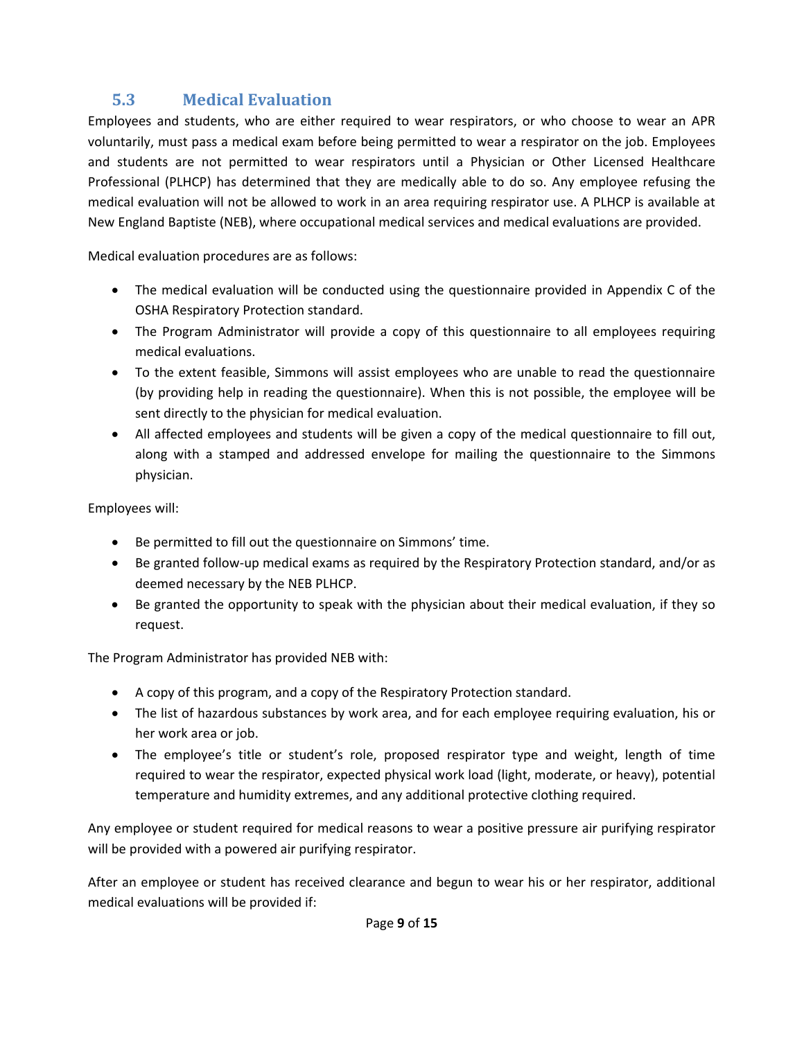## 5.3 Medical Evaluation

Employees and students, who are either required to wear respirators, or who choose to wear an APR voluntarily, must pass a medical exam before being permitted to wear a respirator on the job. Employees and students are not permitted to wear respirators until a Physician or Other Licensed Healthcare Professional (PLHCP) has determined that they are medically able to do so. Any employee refusing the medical evaluation will not be allowed to work in an area requiring respirator use. A PLHCP is available at New England Baptiste (NEB), where occupational medical services and medical evaluations are provided.

Medical evaluation procedures are as follows:

- The medical evaluation will be conducted using the questionnaire provided in Appendix C of the OSHA Respiratory Protection standard.
- The Program Administrator will provide a copy of this questionnaire to all employees requiring medical evaluations.
- To the extent feasible, Simmons will assist employees who are unable to read the questionnaire (by providing help in reading the questionnaire). When this is not possible, the employee will be sent directly to the physician for medical evaluation.
- All affected employees and students will be given a copy of the medical questionnaire to fill out, along with a stamped and addressed envelope for mailing the questionnaire to the Simmons physician.

Employees will:

- Be permitted to fill out the questionnaire on Simmons' time.
- Be granted follow-up medical exams as required by the Respiratory Protection standard, and/or as deemed necessary by the NEB PLHCP.
- Be granted the opportunity to speak with the physician about their medical evaluation, if they so request.

The Program Administrator has provided NEB with:

- A copy of this program, and a copy of the Respiratory Protection standard.
- The list of hazardous substances by work area, and for each employee requiring evaluation, his or her work area or job.
- The employee's title or student's role, proposed respirator type and weight, length of time required to wear the respirator, expected physical work load (light, moderate, or heavy), potential temperature and humidity extremes, and any additional protective clothing required.

Any employee or student required for medical reasons to wear a positive pressure air purifying respirator will be provided with a powered air purifying respirator.

After an employee or student has received clearance and begun to wear his or her respirator, additional medical evaluations will be provided if: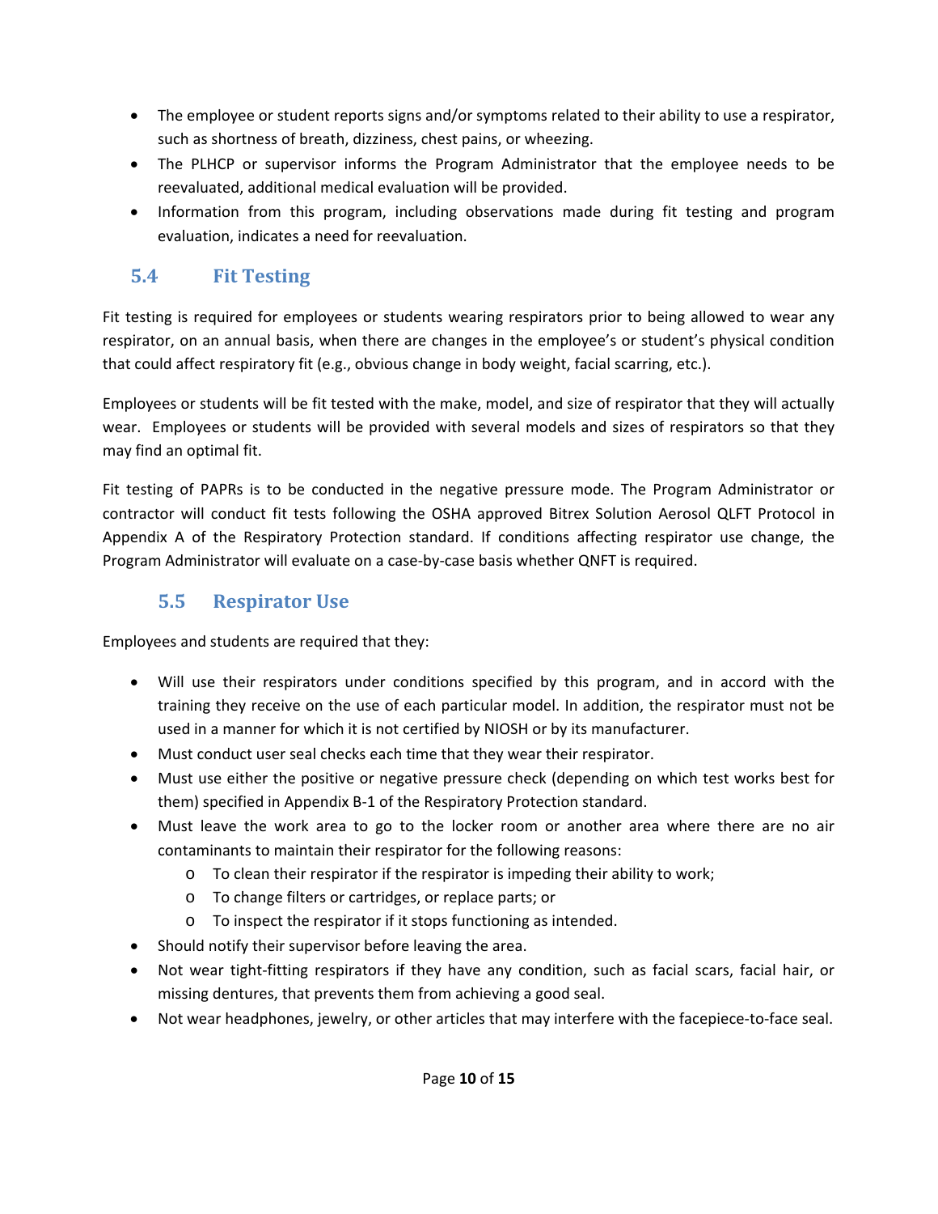- The employee or student reports signs and/or symptoms related to their ability to use a respirator, such as shortness of breath, dizziness, chest pains, or wheezing.
- The PLHCP or supervisor informs the Program Administrator that the employee needs to be reevaluated, additional medical evaluation will be provided.
- Information from this program, including observations made during fit testing and program evaluation, indicates a need for reevaluation.

## 5.4 Fit Testing

Fit testing is required for employees or students wearing respirators prior to being allowed to wear any respirator, on an annual basis, when there are changes in the employee's or student's physical condition that could affect respiratory fit (e.g., obvious change in body weight, facial scarring, etc.).

Employees or students will be fit tested with the make, model, and size of respirator that they will actually wear. Employees or students will be provided with several models and sizes of respirators so that they may find an optimal fit.

Fit testing of PAPRs is to be conducted in the negative pressure mode. The Program Administrator or contractor will conduct fit tests following the OSHA approved Bitrex Solution Aerosol QLFT Protocol in Appendix A of the Respiratory Protection standard. If conditions affecting respirator use change, the Program Administrator will evaluate on a case-by-case basis whether QNFT is required.

## 5.5 Respirator Use

Employees and students are required that they:

- Will use their respirators under conditions specified by this program, and in accord with the training they receive on the use of each particular model. In addition, the respirator must not be used in a manner for which it is not certified by NIOSH or by its manufacturer.
- Must conduct user seal checks each time that they wear their respirator.
- Must use either the positive or negative pressure check (depending on which test works best for them) specified in Appendix B-1 of the Respiratory Protection standard.
- Must leave the work area to go to the locker room or another area where there are no air contaminants to maintain their respirator for the following reasons:
  - To clean their respirator if the respirator is impeding their ability to work;
  - To change filters or cartridges, or replace parts; or
  - To inspect the respirator if it stops functioning as intended.
- Should notify their supervisor before leaving the area.
- Not wear tight-fitting respirators if they have any condition, such as facial scars, facial hair, or missing dentures, that prevents them from achieving a good seal.
- Not wear headphones, jewelry, or other articles that may interfere with the facepiece-to-face seal.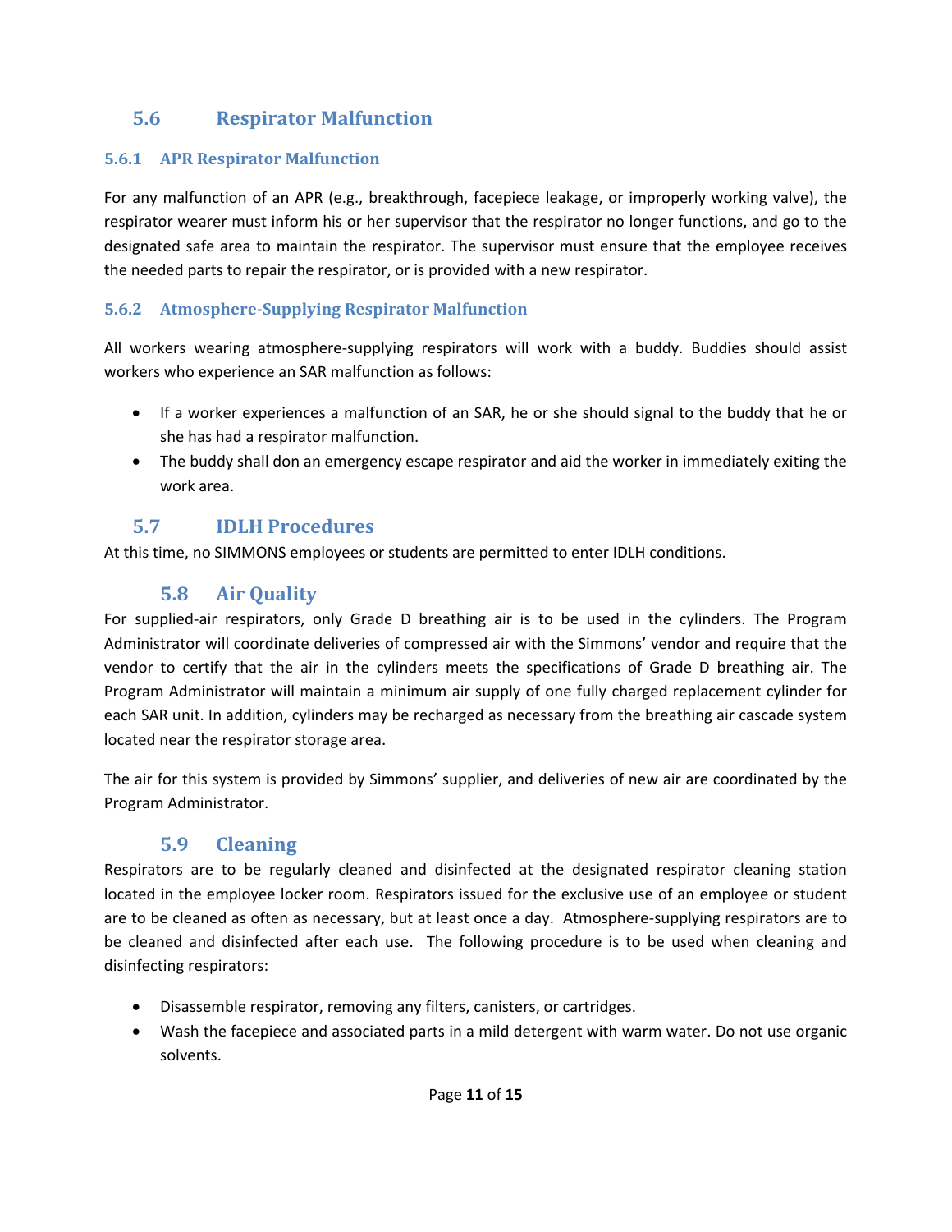## 5.6 Respirator Malfunction

### 5.6.1 APR Respirator Malfunction

For any malfunction of an APR (e.g., breakthrough, facepiece leakage, or improperly working valve), the respirator wearer must inform his or her supervisor that the respirator no longer functions, and go to the designated safe area to maintain the respirator. The supervisor must ensure that the employee receives the needed parts to repair the respirator, or is provided with a new respirator.

### 5.6.2 Atmosphere-Supplying Respirator Malfunction

All workers wearing atmosphere-supplying respirators will work with a buddy. Buddies should assist workers who experience an SAR malfunction as follows:

- If a worker experiences a malfunction of an SAR, he or she should signal to the buddy that he or she has had a respirator malfunction.
- The buddy shall don an emergency escape respirator and aid the worker in immediately exiting the work area.

## 5.7 IDLH Procedures

At this time, no SIMMONS employees or students are permitted to enter IDLH conditions.

## 5.8 Air Quality

For supplied-air respirators, only Grade D breathing air is to be used in the cylinders. The Program Administrator will coordinate deliveries of compressed air with the Simmons' vendor and require that the vendor to certify that the air in the cylinders meets the specifications of Grade D breathing air. The Program Administrator will maintain a minimum air supply of one fully charged replacement cylinder for each SAR unit. In addition, cylinders may be recharged as necessary from the breathing air cascade system located near the respirator storage area.

The air for this system is provided by Simmons' supplier, and deliveries of new air are coordinated by the Program Administrator.

## 5.9 Cleaning

Respirators are to be regularly cleaned and disinfected at the designated respirator cleaning station located in the employee locker room. Respirators issued for the exclusive use of an employee or student are to be cleaned as often as necessary, but at least once a day. Atmosphere-supplying respirators are to be cleaned and disinfected after each use. The following procedure is to be used when cleaning and disinfecting respirators:

- Disassemble respirator, removing any filters, canisters, or cartridges.
- Wash the facepiece and associated parts in a mild detergent with warm water. Do not use organic solvents.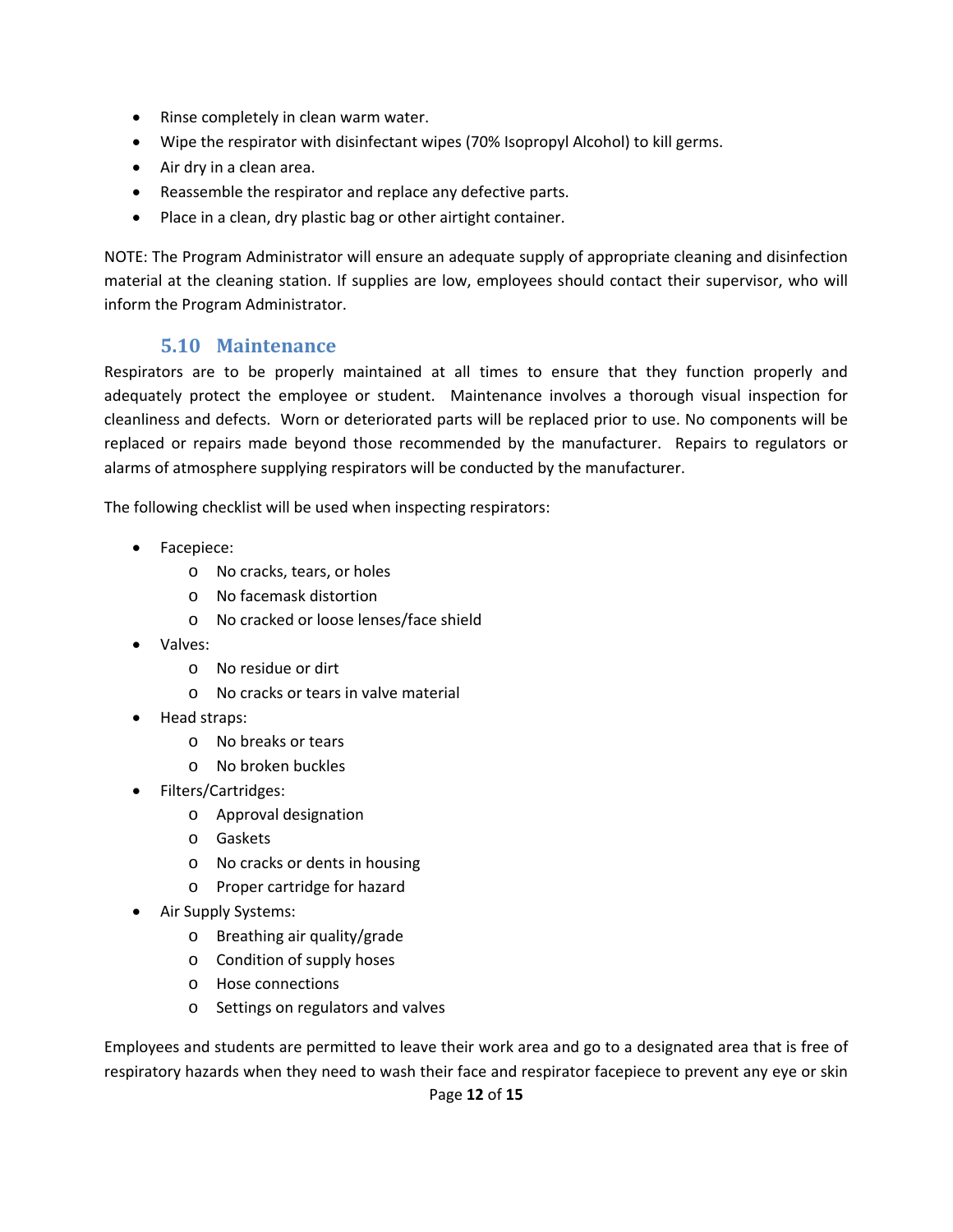- Rinse completely in clean warm water.
- Wipe the respirator with disinfectant wipes (70% Isopropyl Alcohol) to kill germs.
- Air dry in a clean area.
- Reassemble the respirator and replace any defective parts.
- Place in a clean, dry plastic bag or other airtight container.

NOTE: The Program Administrator will ensure an adequate supply of appropriate cleaning and disinfection material at the cleaning station. If supplies are low, employees should contact their supervisor, who will inform the Program Administrator.

### 5.10 Maintenance

Respirators are to be properly maintained at all times to ensure that they function properly and adequately protect the employee or student. Maintenance involves a thorough visual inspection for cleanliness and defects. Worn or deteriorated parts will be replaced prior to use. No components will be replaced or repairs made beyond those recommended by the manufacturer. Repairs to regulators or alarms of atmosphere supplying respirators will be conducted by the manufacturer.

The following checklist will be used when inspecting respirators:

- Facepiece:
  - No cracks, tears, or holes
  - No facemask distortion
  - No cracked or loose lenses/face shield
- Valves:
  - No residue or dirt
  - No cracks or tears in valve material
- Head straps:
  - No breaks or tears
  - No broken buckles
- Filters/Cartridges:
  - Approval designation
  - Gaskets
  - No cracks or dents in housing
  - Proper cartridge for hazard
- Air Supply Systems:
  - Breathing air quality/grade
  - Condition of supply hoses
  - Hose connections
  - Settings on regulators and valves

Employees and students are permitted to leave their work area and go to a designated area that is free of respiratory hazards when they need to wash their face and respirator facepiece to prevent any eye or skin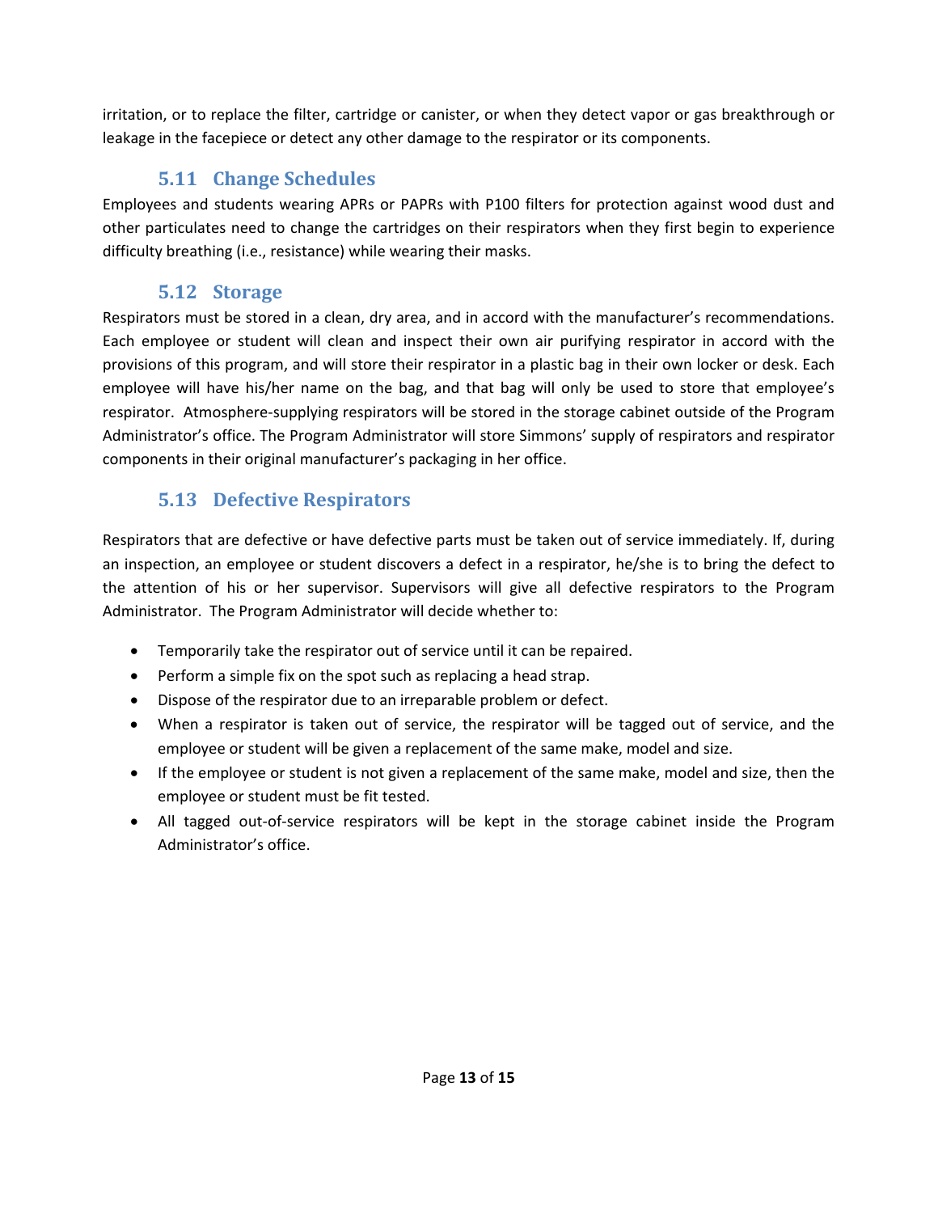irritation, or to replace the filter, cartridge or canister, or when they detect vapor or gas breakthrough or leakage in the facepiece or detect any other damage to the respirator or its components.

### 5.11 Change Schedules

Employees and students wearing APRs or PAPRs with P100 filters for protection against wood dust and other particulates need to change the cartridges on their respirators when they first begin to experience difficulty breathing (i.e., resistance) while wearing their masks.

### 5.12 Storage

Respirators must be stored in a clean, dry area, and in accord with the manufacturer's recommendations. Each employee or student will clean and inspect their own air purifying respirator in accord with the provisions of this program, and will store their respirator in a plastic bag in their own locker or desk. Each employee will have his/her name on the bag, and that bag will only be used to store that employee's respirator. Atmosphere-supplying respirators will be stored in the storage cabinet outside of the Program Administrator's office. The Program Administrator will store Simmons' supply of respirators and respirator components in their original manufacturer's packaging in her office.

### 5.13 Defective Respirators

Respirators that are defective or have defective parts must be taken out of service immediately. If, during an inspection, an employee or student discovers a defect in a respirator, he/she is to bring the defect to the attention of his or her supervisor. Supervisors will give all defective respirators to the Program Administrator. The Program Administrator will decide whether to:

- Temporarily take the respirator out of service until it can be repaired.
- Perform a simple fix on the spot such as replacing a head strap.
- Dispose of the respirator due to an irreparable problem or defect.
- When a respirator is taken out of service, the respirator will be tagged out of service, and the employee or student will be given a replacement of the same make, model and size.
- If the employee or student is not given a replacement of the same make, model and size, then the employee or student must be fit tested.
- All tagged out-of-service respirators will be kept in the storage cabinet inside the Program Administrator's office.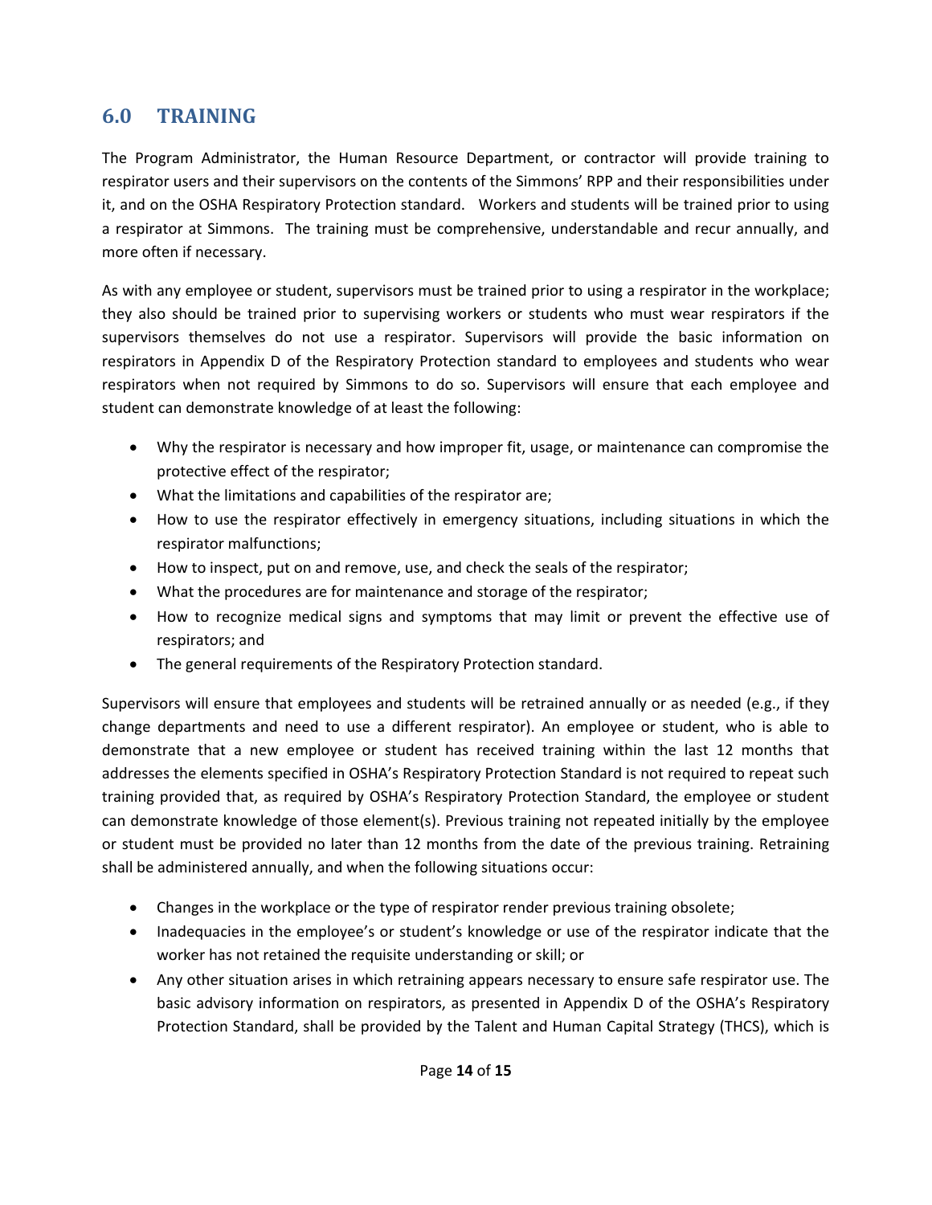## 6.0 TRAINING

The Program Administrator, the Human Resource Department, or contractor will provide training to respirator users and their supervisors on the contents of the Simmons' RPP and their responsibilities under it, and on the OSHA Respiratory Protection standard. Workers and students will be trained prior to using a respirator at Simmons. The training must be comprehensive, understandable and recur annually, and more often if necessary.

As with any employee or student, supervisors must be trained prior to using a respirator in the workplace; they also should be trained prior to supervising workers or students who must wear respirators if the supervisors themselves do not use a respirator. Supervisors will provide the basic information on respirators in Appendix D of the Respiratory Protection standard to employees and students who wear respirators when not required by Simmons to do so. Supervisors will ensure that each employee and student can demonstrate knowledge of at least the following:

- Why the respirator is necessary and how improper fit, usage, or maintenance can compromise the protective effect of the respirator;
- What the limitations and capabilities of the respirator are;
- How to use the respirator effectively in emergency situations, including situations in which the respirator malfunctions;
- How to inspect, put on and remove, use, and check the seals of the respirator;
- What the procedures are for maintenance and storage of the respirator;
- How to recognize medical signs and symptoms that may limit or prevent the effective use of respirators; and
- The general requirements of the Respiratory Protection standard.

Supervisors will ensure that employees and students will be retrained annually or as needed (e.g., if they change departments and need to use a different respirator). An employee or student, who is able to demonstrate that a new employee or student has received training within the last 12 months that addresses the elements specified in OSHA's Respiratory Protection Standard is not required to repeat such training provided that, as required by OSHA's Respiratory Protection Standard, the employee or student can demonstrate knowledge of those element(s). Previous training not repeated initially by the employee or student must be provided no later than 12 months from the date of the previous training. Retraining shall be administered annually, and when the following situations occur:

- Changes in the workplace or the type of respirator render previous training obsolete;
- Inadequacies in the employee's or student's knowledge or use of the respirator indicate that the worker has not retained the requisite understanding or skill; or
- Any other situation arises in which retraining appears necessary to ensure safe respirator use. The basic advisory information on respirators, as presented in Appendix D of the OSHA's Respiratory Protection Standard, shall be provided by the Talent and Human Capital Strategy (THCS), which is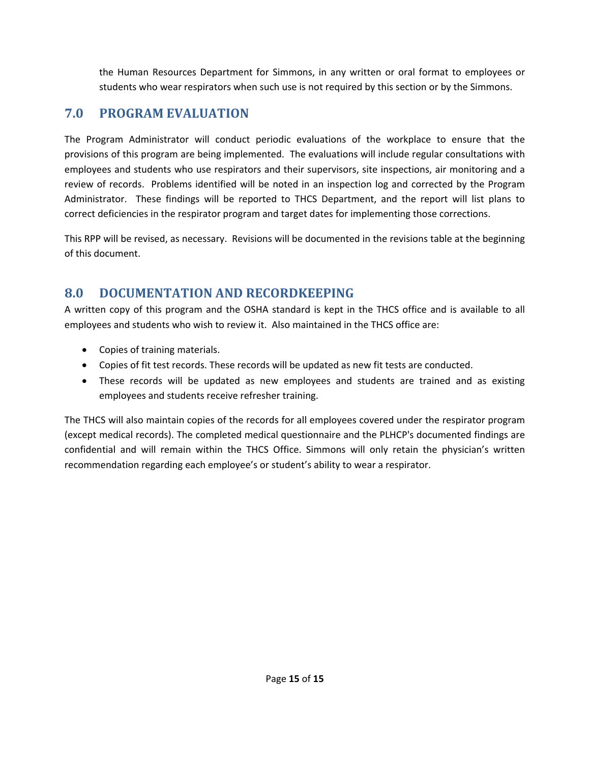the Human Resources Department for Simmons, in any written or oral format to employees or students who wear respirators when such use is not required by this section or by the Simmons.

## 7.0 PROGRAM EVALUATION

The Program Administrator will conduct periodic evaluations of the workplace to ensure that the provisions of this program are being implemented. The evaluations will include regular consultations with employees and students who use respirators and their supervisors, site inspections, air monitoring and a review of records. Problems identified will be noted in an inspection log and corrected by the Program Administrator. These findings will be reported to THCS Department, and the report will list plans to correct deficiencies in the respirator program and target dates for implementing those corrections.

This RPP will be revised, as necessary. Revisions will be documented in the revisions table at the beginning of this document.

## 8.0 DOCUMENTATION AND RECORDKEEPING

A written copy of this program and the OSHA standard is kept in the THCS office and is available to all employees and students who wish to review it. Also maintained in the THCS office are:

- Copies of training materials.
- Copies of fit test records. These records will be updated as new fit tests are conducted.
- These records will be updated as new employees and students are trained and as existing employees and students receive refresher training.

The THCS will also maintain copies of the records for all employees covered under the respirator program (except medical records). The completed medical questionnaire and the PLHCP's documented findings are confidential and will remain within the THCS Office. Simmons will only retain the physician's written recommendation regarding each employee's or student's ability to wear a respirator.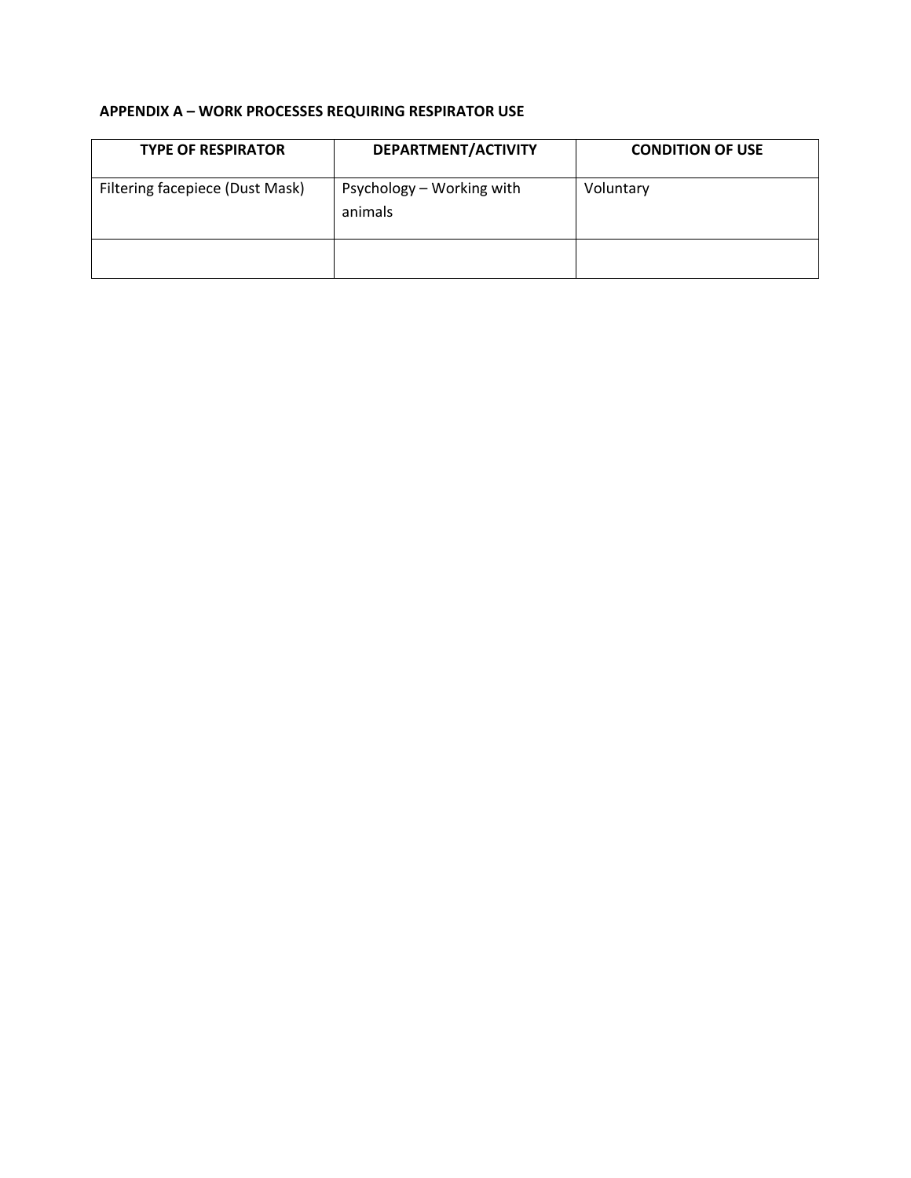**APPENDIX A – WORK PROCESSES REQUIRING RESPIRATOR USE**

| TYPE OF RESPIRATOR | DEPARTMENT/ACTIVITY | CONDITION OF USE |
| --- | --- | --- |
| Filtering facepiece (Dust Mask) | Psychology – Working with animals | Voluntary |
| | | |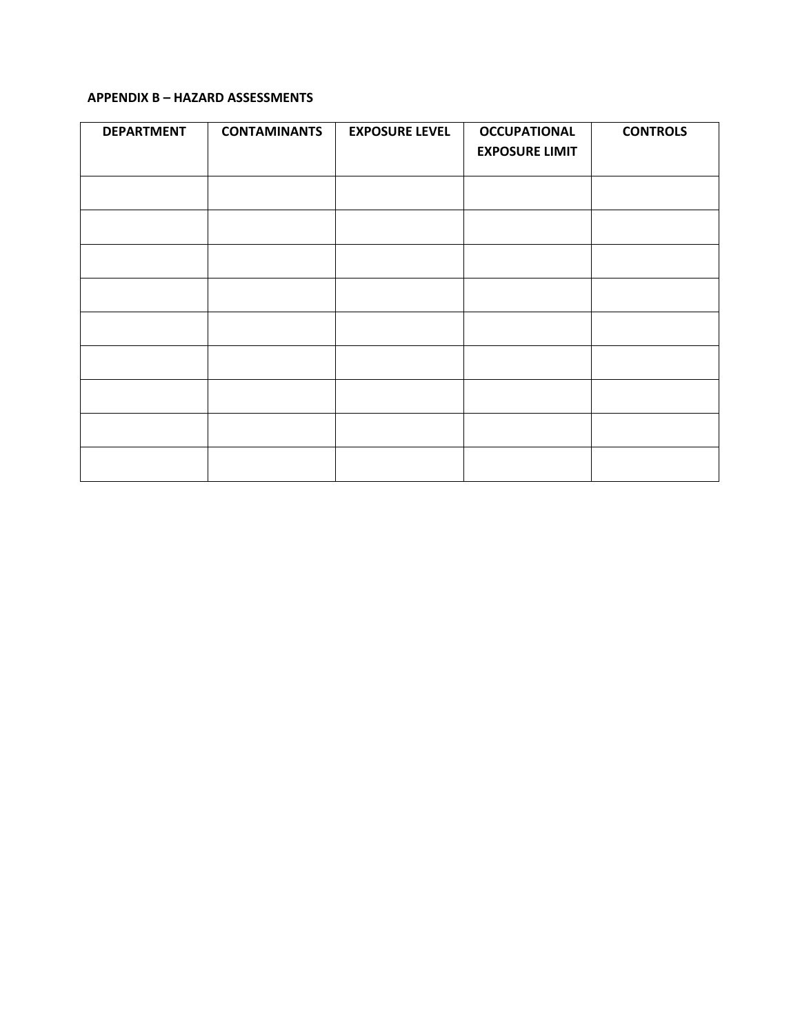**APPENDIX B – HAZARD ASSESSMENTS**

| DEPARTMENT | CONTAMINANTS | EXPOSURE LEVEL | OCCUPATIONAL EXPOSURE LIMIT | CONTROLS |
|---|---|---|---|---|
| | | | | |
| | | | | |
| | | | | |
| | | | | |
| | | | | |
| | | | | |
| | | | | |
| | | | | |
| | | | | |